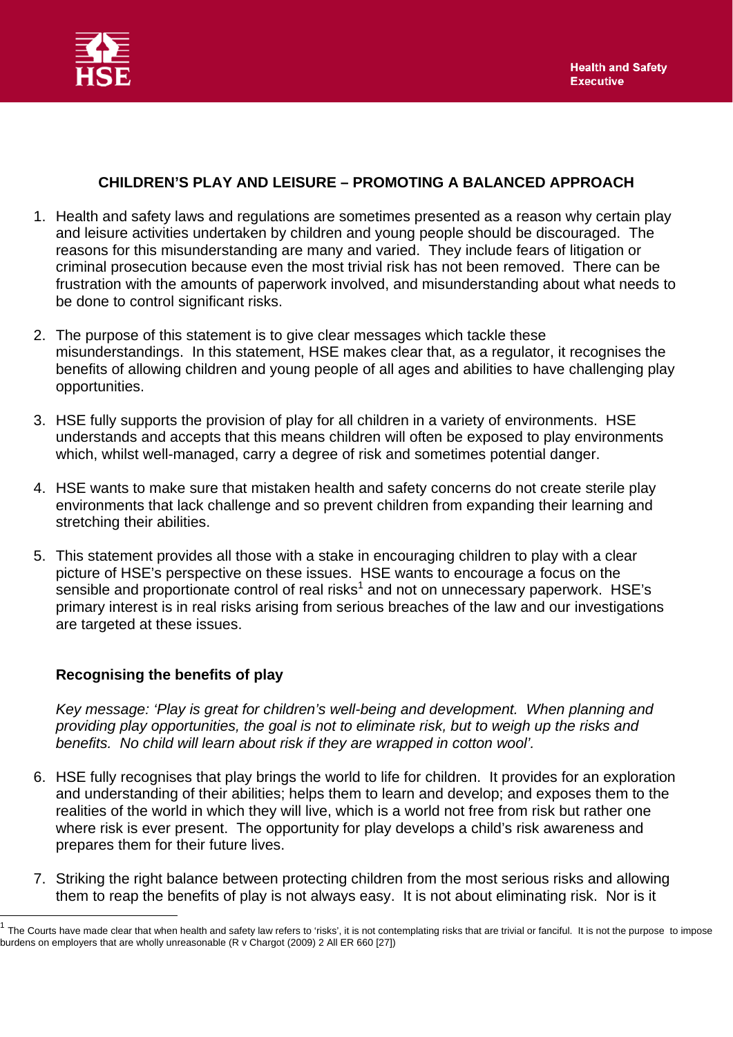# CHILDREN'S PLAY AND LEISURE – PROMOTING A BALANCED APPROACH

1. Health and safety laws and regulations are sometimes presented as a reason why certain play and leisure activities undertaken by children and young people should be discouraged. The reasons for this misunderstanding are many and varied. They include fears of litigation or criminal prosecution because even the most trivial risk has not been removed. There can be frustration with the amounts of paperwork involved, and misunderstanding about what needs to be done to control significant risks.

2. The purpose of this statement is to give clear messages which tackle these misunderstandings. In this statement, HSE makes clear that, as a regulator, it recognises the benefits of allowing children and young people of all ages and abilities to have challenging play opportunities.

3. HSE fully supports the provision of play for all children in a variety of environments. HSE understands and accepts that this means children will often be exposed to play environments which, whilst well-managed, carry a degree of risk and sometimes potential danger.

4. HSE wants to make sure that mistaken health and safety concerns do not create sterile play environments that lack challenge and so prevent children from expanding their learning and stretching their abilities.

5. This statement provides all those with a stake in encouraging children to play with a clear picture of HSE's perspective on these issues. HSE wants to encourage a focus on the sensible and proportionate control of real risks[1] and not on unnecessary paperwork. HSE's primary interest is in real risks arising from serious breaches of the law and our investigations are targeted at these issues.

## Recognising the benefits of play

*Key message: 'Play is great for children's well-being and development. When planning and providing play opportunities, the goal is not to eliminate risk, but to weigh up the risks and benefits. No child will learn about risk if they are wrapped in cotton wool'.*

6. HSE fully recognises that play brings the world to life for children. It provides for an exploration and understanding of their abilities; helps them to learn and develop; and exposes them to the realities of the world in which they will live, which is a world not free from risk but rather one where risk is ever present. The opportunity for play develops a child's risk awareness and prepares them for their future lives.

7. Striking the right balance between protecting children from the most serious risks and allowing them to reap the benefits of play is not always easy. It is not about eliminating risk. Nor is it

---

[1] The Courts have made clear that when health and safety law refers to 'risks', it is not contemplating risks that are trivial or fanciful. It is not the purpose to impose burdens on employers that are wholly unreasonable (R v Chargot (2009) 2 All ER 660 [27])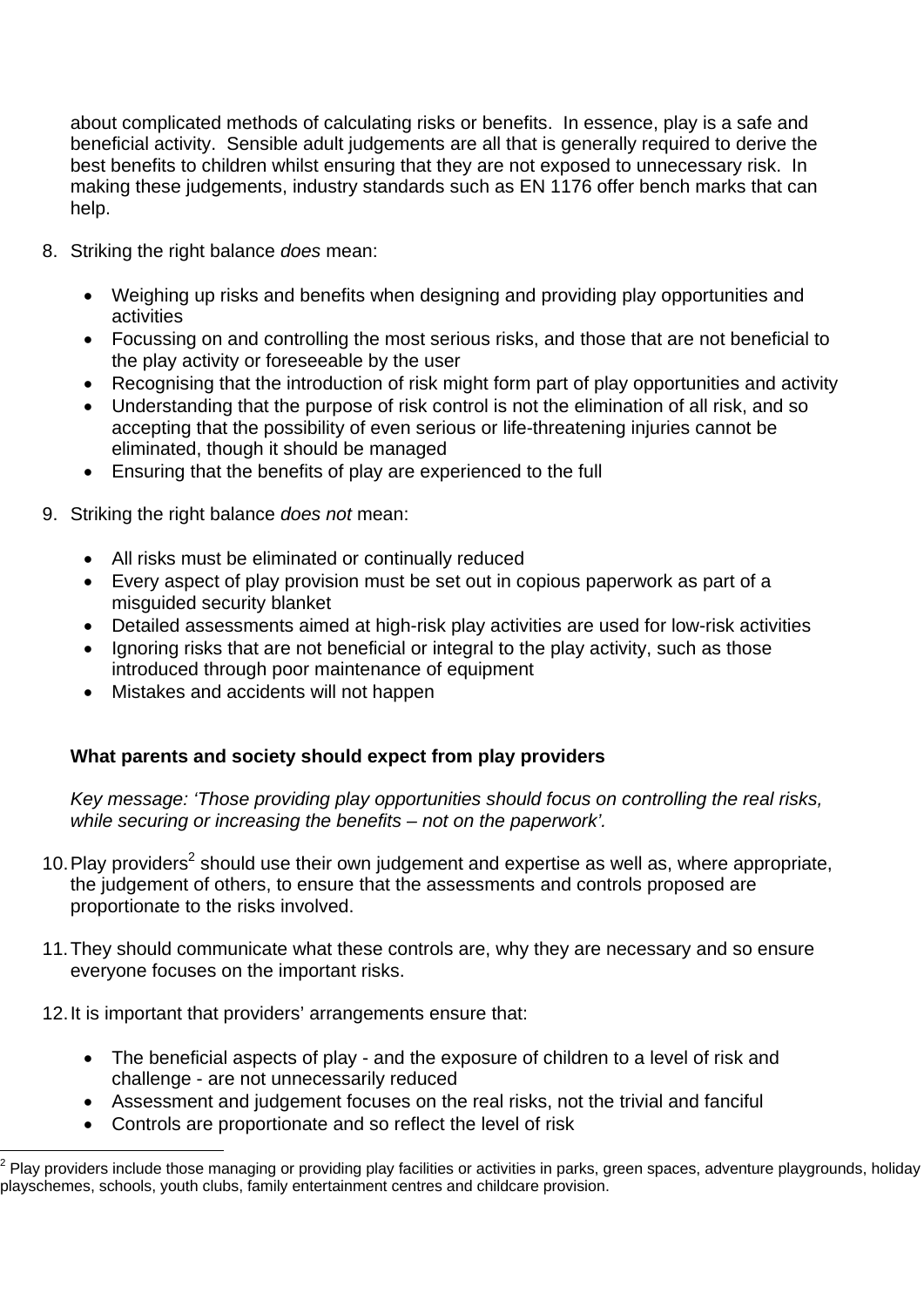about complicated methods of calculating risks or benefits. In essence, play is a safe and beneficial activity. Sensible adult judgements are all that is generally required to derive the best benefits to children whilst ensuring that they are not exposed to unnecessary risk. In making these judgements, industry standards such as EN 1176 offer bench marks that can help.

8. Striking the right balance *does* mean:

   - Weighing up risks and benefits when designing and providing play opportunities and activities
   - Focussing on and controlling the most serious risks, and those that are not beneficial to the play activity or foreseeable by the user
   - Recognising that the introduction of risk might form part of play opportunities and activity
   - Understanding that the purpose of risk control is not the elimination of all risk, and so accepting that the possibility of even serious or life-threatening injuries cannot be eliminated, though it should be managed
   - Ensuring that the benefits of play are experienced to the full

9. Striking the right balance *does not* mean:

   - All risks must be eliminated or continually reduced
   - Every aspect of play provision must be set out in copious paperwork as part of a misguided security blanket
   - Detailed assessments aimed at high-risk play activities are used for low-risk activities
   - Ignoring risks that are not beneficial or integral to the play activity, such as those introduced through poor maintenance of equipment
   - Mistakes and accidents will not happen

**What parents and society should expect from play providers**

*Key message: 'Those providing play opportunities should focus on controlling the real risks, while securing or increasing the benefits – not on the paperwork'.*

10. Play providers[2] should use their own judgement and expertise as well as, where appropriate, the judgement of others, to ensure that the assessments and controls proposed are proportionate to the risks involved.

11. They should communicate what these controls are, why they are necessary and so ensure everyone focuses on the important risks.

12. It is important that providers' arrangements ensure that:

    - The beneficial aspects of play - and the exposure of children to a level of risk and challenge - are not unnecessarily reduced
    - Assessment and judgement focuses on the real risks, not the trivial and fanciful
    - Controls are proportionate and so reflect the level of risk

[2] Play providers include those managing or providing play facilities or activities in parks, green spaces, adventure playgrounds, holiday playschemes, schools, youth clubs, family entertainment centres and childcare provision.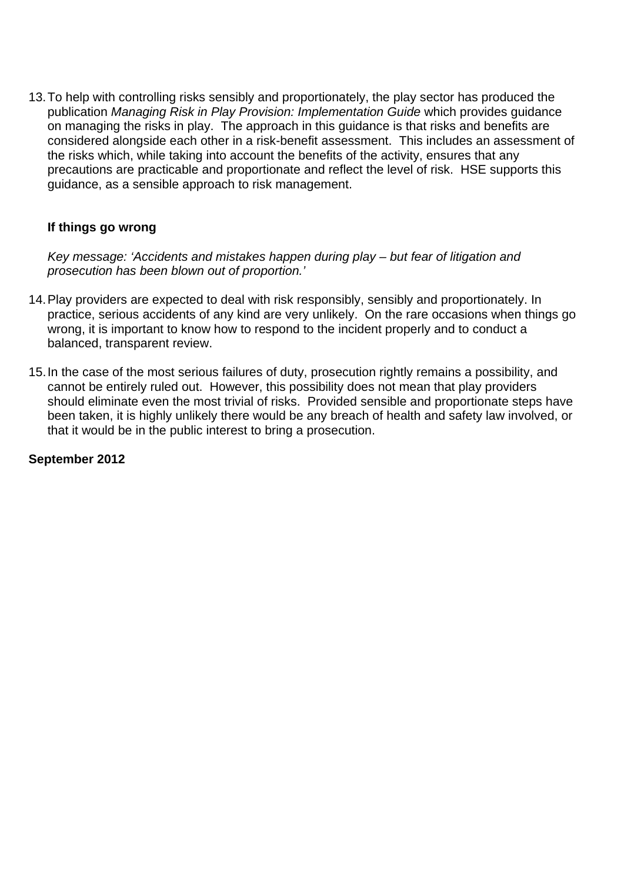13. To help with controlling risks sensibly and proportionately, the play sector has produced the publication *Managing Risk in Play Provision: Implementation Guide* which provides guidance on managing the risks in play. The approach in this guidance is that risks and benefits are considered alongside each other in a risk-benefit assessment. This includes an assessment of the risks which, while taking into account the benefits of the activity, ensures that any precautions are practicable and proportionate and reflect the level of risk. HSE supports this guidance, as a sensible approach to risk management.

**If things go wrong**

*Key message: 'Accidents and mistakes happen during play – but fear of litigation and prosecution has been blown out of proportion.'*

14. Play providers are expected to deal with risk responsibly, sensibly and proportionately. In practice, serious accidents of any kind are very unlikely. On the rare occasions when things go wrong, it is important to know how to respond to the incident properly and to conduct a balanced, transparent review.

15. In the case of the most serious failures of duty, prosecution rightly remains a possibility, and cannot be entirely ruled out. However, this possibility does not mean that play providers should eliminate even the most trivial of risks. Provided sensible and proportionate steps have been taken, it is highly unlikely there would be any breach of health and safety law involved, or that it would be in the public interest to bring a prosecution.

**September 2012**